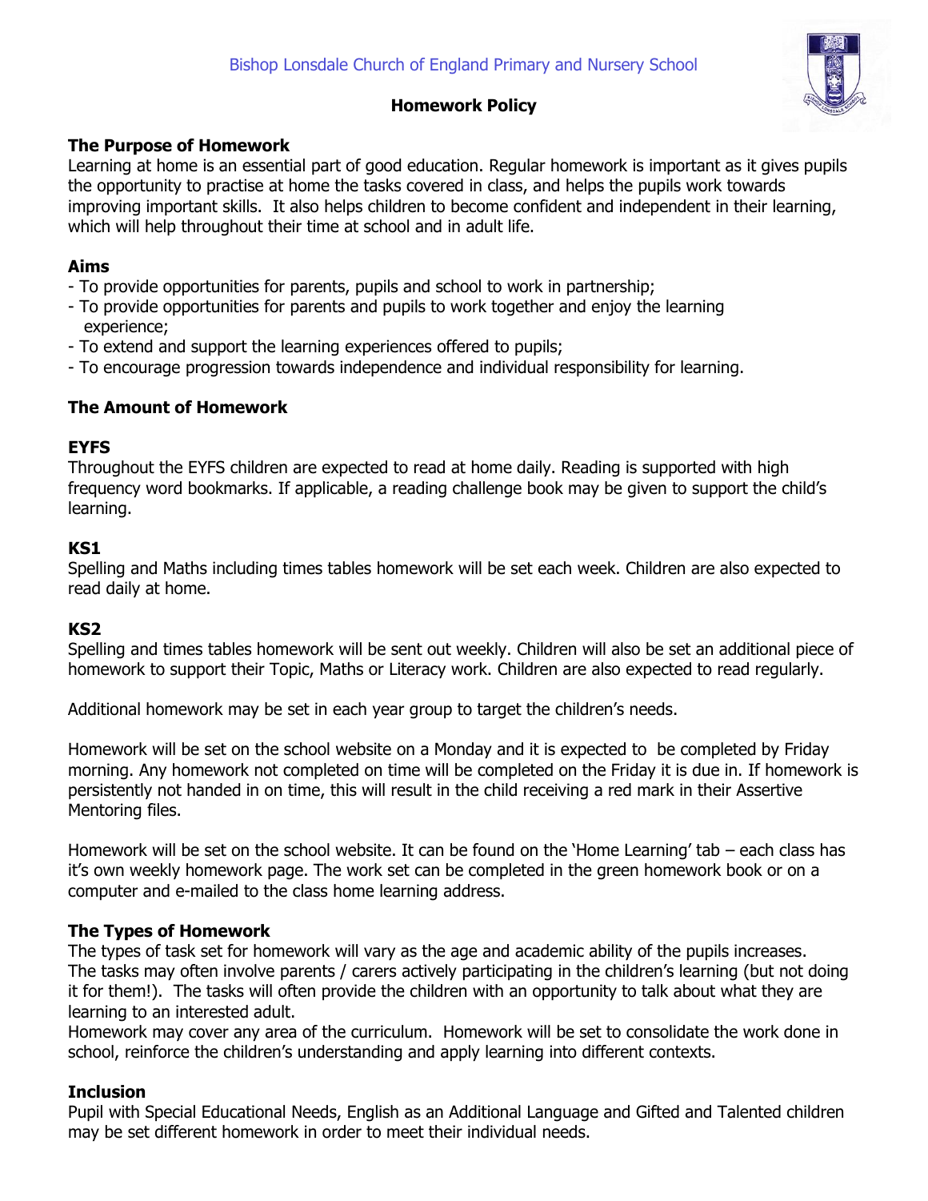Bishop Lonsdale Church of England Primary and Nursery School

# Homework Policy

## The Purpose of Homework

Learning at home is an essential part of good education. Regular homework is important as it gives pupils the opportunity to practise at home the tasks covered in class, and helps the pupils work towards improving important skills. It also helps children to become confident and independent in their learning, which will help throughout their time at school and in adult life.

## Aims

- To provide opportunities for parents, pupils and school to work in partnership;
- To provide opportunities for parents and pupils to work together and enjoy the learning experience;
- To extend and support the learning experiences offered to pupils;
- To encourage progression towards independence and individual responsibility for learning.

## The Amount of Homework

### EYFS

Throughout the EYFS children are expected to read at home daily. Reading is supported with high frequency word bookmarks. If applicable, a reading challenge book may be given to support the child's learning.

### KS1

Spelling and Maths including times tables homework will be set each week. Children are also expected to read daily at home.

### KS2

Spelling and times tables homework will be sent out weekly. Children will also be set an additional piece of homework to support their Topic, Maths or Literacy work. Children are also expected to read regularly.

Additional homework may be set in each year group to target the children's needs.

Homework will be set on the school website on a Monday and it is expected to be completed by Friday morning. Any homework not completed on time will be completed on the Friday it is due in. If homework is persistently not handed in on time, this will result in the child receiving a red mark in their Assertive Mentoring files.

Homework will be set on the school website. It can be found on the 'Home Learning' tab – each class has it's own weekly homework page. The work set can be completed in the green homework book or on a computer and e-mailed to the class home learning address.

## The Types of Homework

The types of task set for homework will vary as the age and academic ability of the pupils increases. The tasks may often involve parents / carers actively participating in the children's learning (but not doing it for them!). The tasks will often provide the children with an opportunity to talk about what they are learning to an interested adult.

Homework may cover any area of the curriculum. Homework will be set to consolidate the work done in school, reinforce the children's understanding and apply learning into different contexts.

## Inclusion

Pupil with Special Educational Needs, English as an Additional Language and Gifted and Talented children may be set different homework in order to meet their individual needs.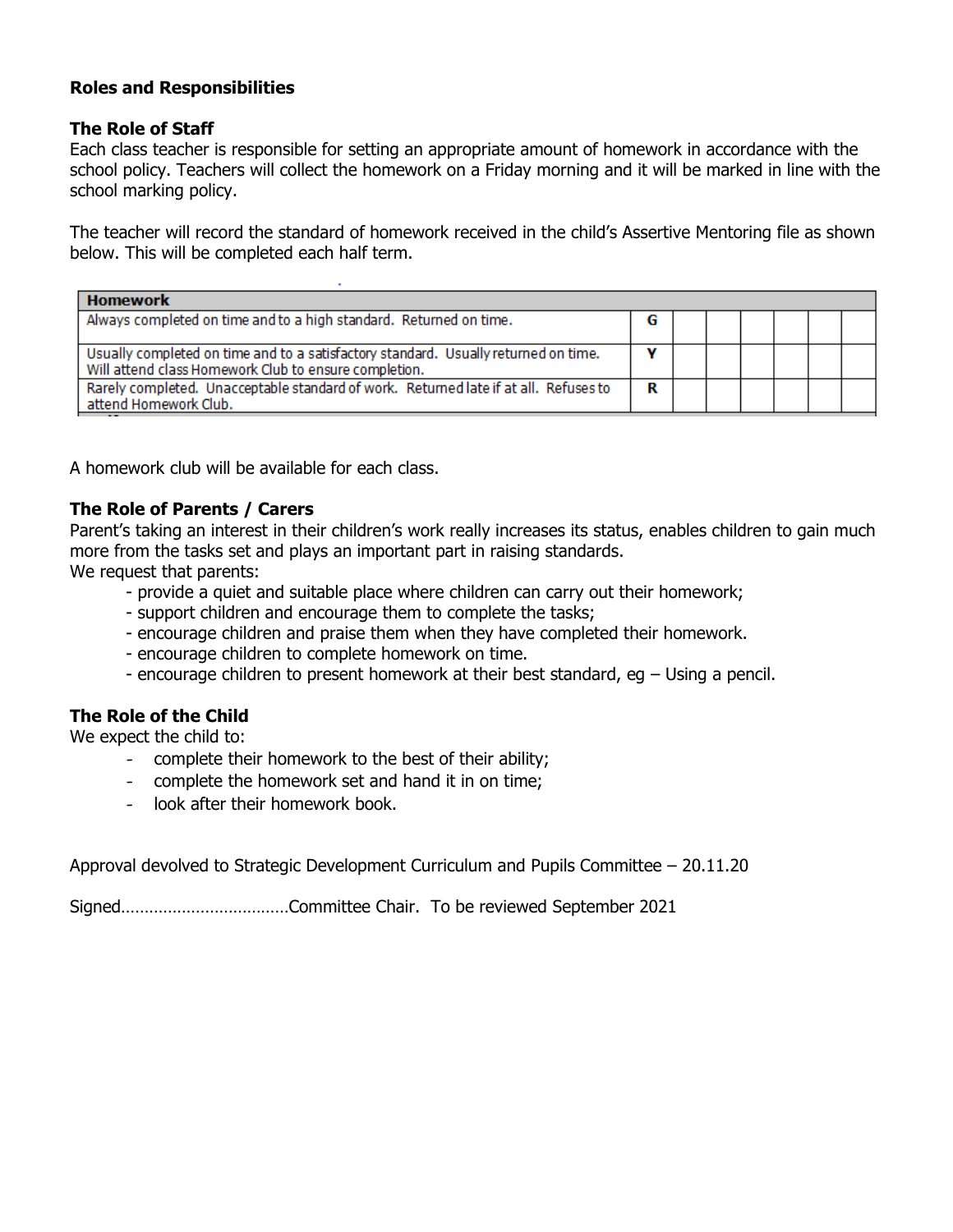## Roles and Responsibilities

### The Role of Staff

Each class teacher is responsible for setting an appropriate amount of homework in accordance with the school policy. Teachers will collect the homework on a Friday morning and it will be marked in line with the school marking policy.

The teacher will record the standard of homework received in the child's Assertive Mentoring file as shown below. This will be completed each half term.

| Homework | | | | | | | |
|---|---|---|---|---|---|---|---|
| Always completed on time and to a high standard. Returned on time. | G | | | | | | |
| Usually completed on time and to a satisfactory standard. Usually returned on time. Will attend class Homework Club to ensure completion. | Y | | | | | | |
| Rarely completed. Unacceptable standard of work. Returned late if at all. Refuses to attend Homework Club. | R | | | | | | |

A homework club will be available for each class.

### The Role of Parents / Carers

Parent's taking an interest in their children's work really increases its status, enables children to gain much more from the tasks set and plays an important part in raising standards.
We request that parents:

- provide a quiet and suitable place where children can carry out their homework;
- support children and encourage them to complete the tasks;
- encourage children and praise them when they have completed their homework.
- encourage children to complete homework on time.
- encourage children to present homework at their best standard, eg – Using a pencil.

### The Role of the Child

We expect the child to:

- complete their homework to the best of their ability;
- complete the homework set and hand it in on time;
- look after their homework book.

Approval devolved to Strategic Development Curriculum and Pupils Committee – 20.11.20

Signed………………………………Committee Chair. To be reviewed September 2021